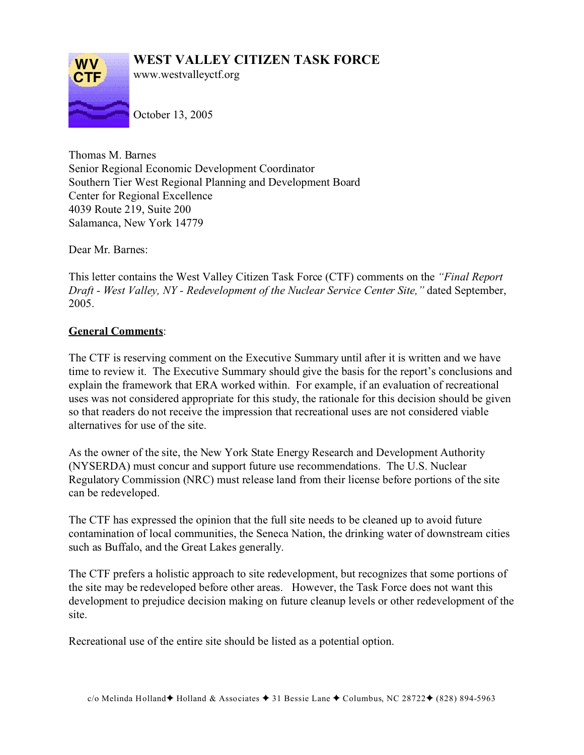# WEST VALLEY CITIZEN TASK FORCE

www.westvalleyctf.org

October 13, 2005

Thomas M. Barnes
Senior Regional Economic Development Coordinator
Southern Tier West Regional Planning and Development Board
Center for Regional Excellence
4039 Route 219, Suite 200
Salamanca, New York 14779

Dear Mr. Barnes:

This letter contains the West Valley Citizen Task Force (CTF) comments on the *"Final Report Draft - West Valley, NY - Redevelopment of the Nuclear Service Center Site,"* dated September, 2005.

**General Comments**:

The CTF is reserving comment on the Executive Summary until after it is written and we have time to review it. The Executive Summary should give the basis for the report's conclusions and explain the framework that ERA worked within. For example, if an evaluation of recreational uses was not considered appropriate for this study, the rationale for this decision should be given so that readers do not receive the impression that recreational uses are not considered viable alternatives for use of the site.

As the owner of the site, the New York State Energy Research and Development Authority (NYSERDA) must concur and support future use recommendations. The U.S. Nuclear Regulatory Commission (NRC) must release land from their license before portions of the site can be redeveloped.

The CTF has expressed the opinion that the full site needs to be cleaned up to avoid future contamination of local communities, the Seneca Nation, the drinking water of downstream cities such as Buffalo, and the Great Lakes generally.

The CTF prefers a holistic approach to site redevelopment, but recognizes that some portions of the site may be redeveloped before other areas. However, the Task Force does not want this development to prejudice decision making on future cleanup levels or other redevelopment of the site.

Recreational use of the entire site should be listed as a potential option.

c/o Melinda Holland ✦ Holland & Associates ✦ 31 Bessie Lane ✦ Columbus, NC 28722 ✦ (828) 894-5963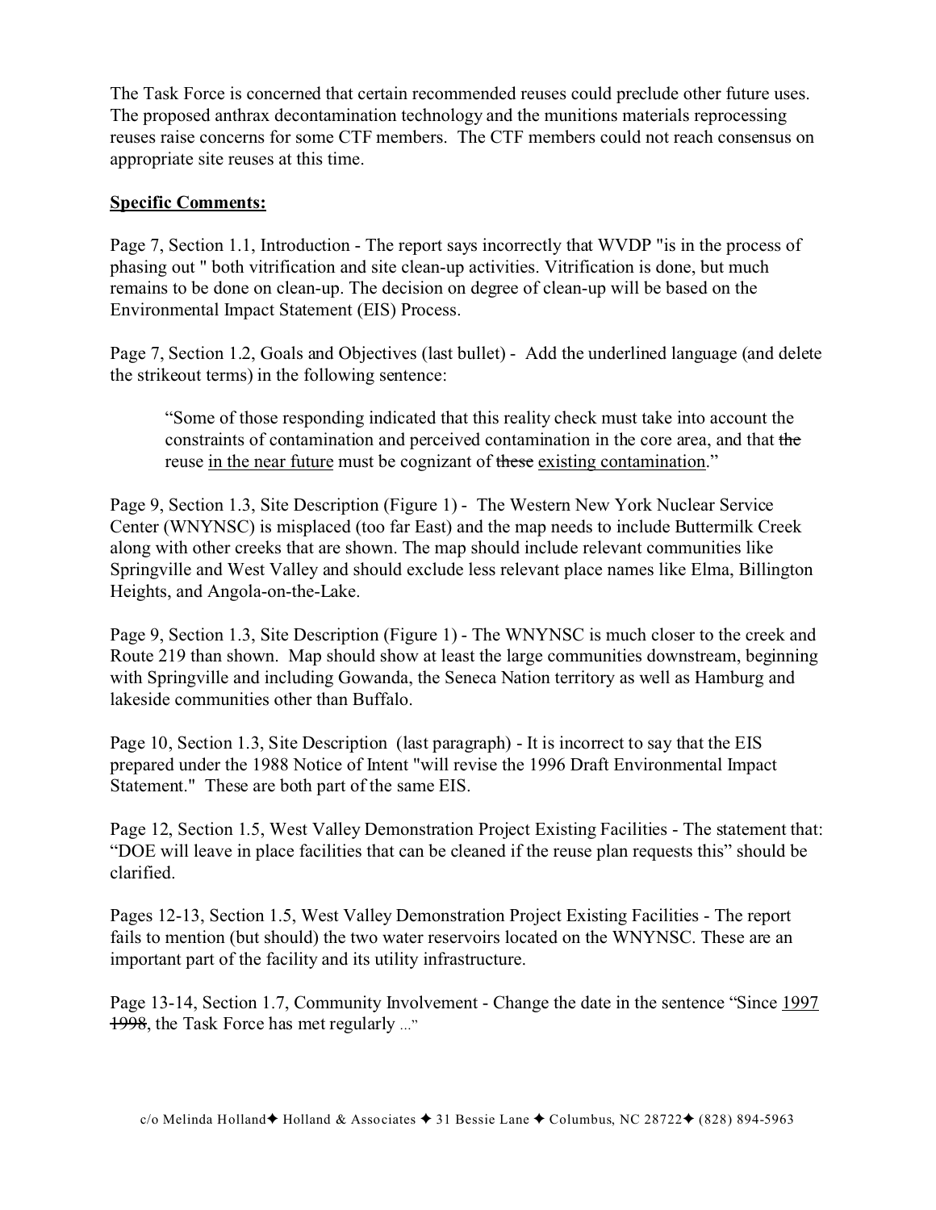The Task Force is concerned that certain recommended reuses could preclude other future uses. The proposed anthrax decontamination technology and the munitions materials reprocessing reuses raise concerns for some CTF members. The CTF members could not reach consensus on appropriate site reuses at this time.

**<u>Specific Comments:</u>**

Page 7, Section 1.1, Introduction - The report says incorrectly that WVDP "is in the process of phasing out " both vitrification and site clean-up activities. Vitrification is done, but much remains to be done on clean-up. The decision on degree of clean-up will be based on the Environmental Impact Statement (EIS) Process.

Page 7, Section 1.2, Goals and Objectives (last bullet) - Add the underlined language (and delete the strikeout terms) in the following sentence:

> "Some of those responding indicated that this reality check must take into account the constraints of contamination and perceived contamination in the core area, and that ~~the~~ reuse <u>in the near future</u> must be cognizant of ~~these~~ <u>existing contamination</u>."

Page 9, Section 1.3, Site Description (Figure 1) - The Western New York Nuclear Service Center (WNYNSC) is misplaced (too far East) and the map needs to include Buttermilk Creek along with other creeks that are shown. The map should include relevant communities like Springville and West Valley and should exclude less relevant place names like Elma, Billington Heights, and Angola-on-the-Lake.

Page 9, Section 1.3, Site Description (Figure 1) - The WNYNSC is much closer to the creek and Route 219 than shown. Map should show at least the large communities downstream, beginning with Springville and including Gowanda, the Seneca Nation territory as well as Hamburg and lakeside communities other than Buffalo.

Page 10, Section 1.3, Site Description (last paragraph) - It is incorrect to say that the EIS prepared under the 1988 Notice of Intent "will revise the 1996 Draft Environmental Impact Statement." These are both part of the same EIS.

Page 12, Section 1.5, West Valley Demonstration Project Existing Facilities - The statement that: "DOE will leave in place facilities that can be cleaned if the reuse plan requests this" should be clarified.

Pages 12-13, Section 1.5, West Valley Demonstration Project Existing Facilities - The report fails to mention (but should) the two water reservoirs located on the WNYNSC. These are an important part of the facility and its utility infrastructure.

Page 13-14, Section 1.7, Community Involvement - Change the date in the sentence "Since <u>1997</u> ~~1998~~, the Task Force has met regularly ..."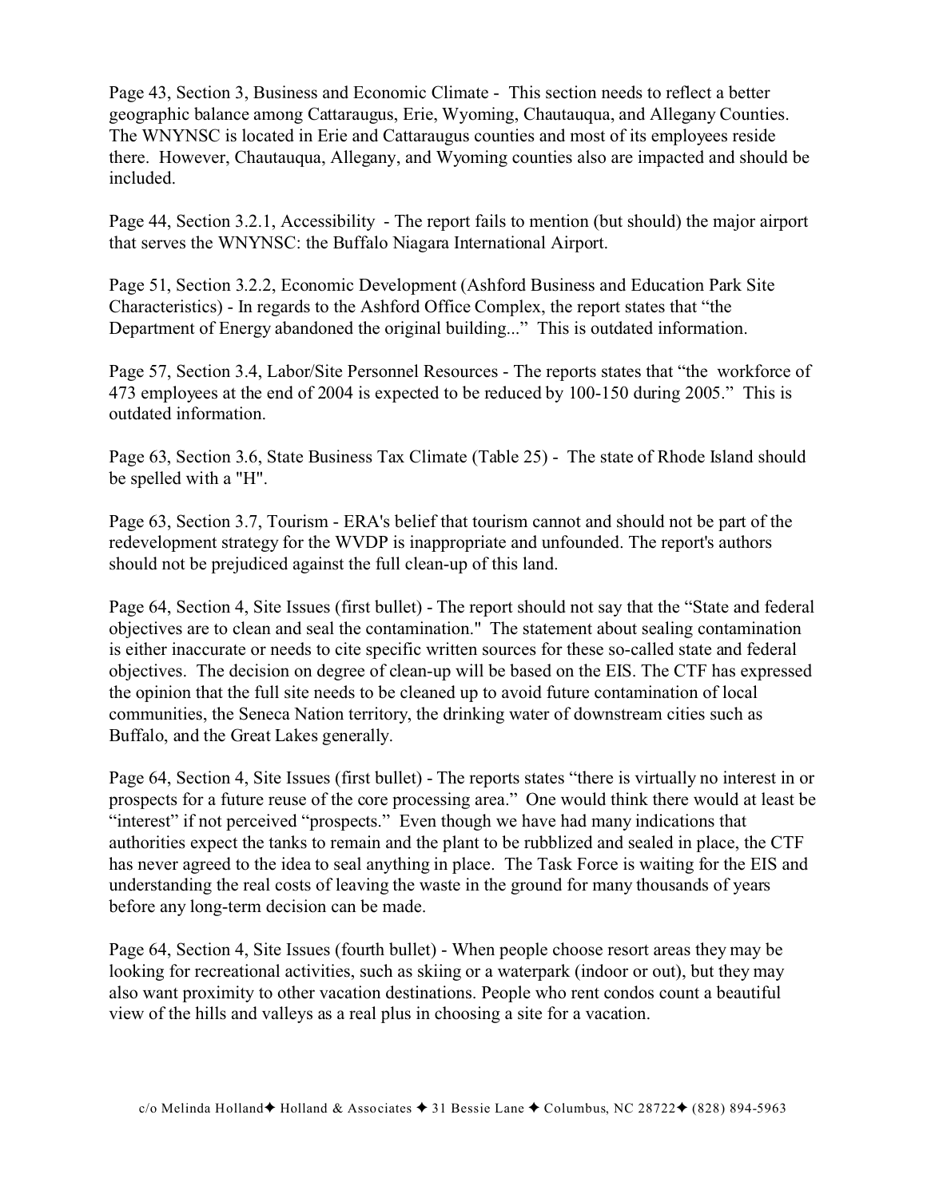Page 43, Section 3, Business and Economic Climate - This section needs to reflect a better geographic balance among Cattaraugus, Erie, Wyoming, Chautauqua, and Allegany Counties. The WNYNSC is located in Erie and Cattaraugus counties and most of its employees reside there. However, Chautauqua, Allegany, and Wyoming counties also are impacted and should be included.

Page 44, Section 3.2.1, Accessibility - The report fails to mention (but should) the major airport that serves the WNYNSC: the Buffalo Niagara International Airport.

Page 51, Section 3.2.2, Economic Development (Ashford Business and Education Park Site Characteristics) - In regards to the Ashford Office Complex, the report states that "the Department of Energy abandoned the original building..." This is outdated information.

Page 57, Section 3.4, Labor/Site Personnel Resources - The reports states that "the workforce of 473 employees at the end of 2004 is expected to be reduced by 100-150 during 2005." This is outdated information.

Page 63, Section 3.6, State Business Tax Climate (Table 25) - The state of Rhode Island should be spelled with a "H".

Page 63, Section 3.7, Tourism - ERA's belief that tourism cannot and should not be part of the redevelopment strategy for the WVDP is inappropriate and unfounded. The report's authors should not be prejudiced against the full clean-up of this land.

Page 64, Section 4, Site Issues (first bullet) - The report should not say that the "State and federal objectives are to clean and seal the contamination." The statement about sealing contamination is either inaccurate or needs to cite specific written sources for these so-called state and federal objectives. The decision on degree of clean-up will be based on the EIS. The CTF has expressed the opinion that the full site needs to be cleaned up to avoid future contamination of local communities, the Seneca Nation territory, the drinking water of downstream cities such as Buffalo, and the Great Lakes generally.

Page 64, Section 4, Site Issues (first bullet) - The reports states "there is virtually no interest in or prospects for a future reuse of the core processing area." One would think there would at least be "interest" if not perceived "prospects." Even though we have had many indications that authorities expect the tanks to remain and the plant to be rubblized and sealed in place, the CTF has never agreed to the idea to seal anything in place. The Task Force is waiting for the EIS and understanding the real costs of leaving the waste in the ground for many thousands of years before any long-term decision can be made.

Page 64, Section 4, Site Issues (fourth bullet) - When people choose resort areas they may be looking for recreational activities, such as skiing or a waterpark (indoor or out), but they may also want proximity to other vacation destinations. People who rent condos count a beautiful view of the hills and valleys as a real plus in choosing a site for a vacation.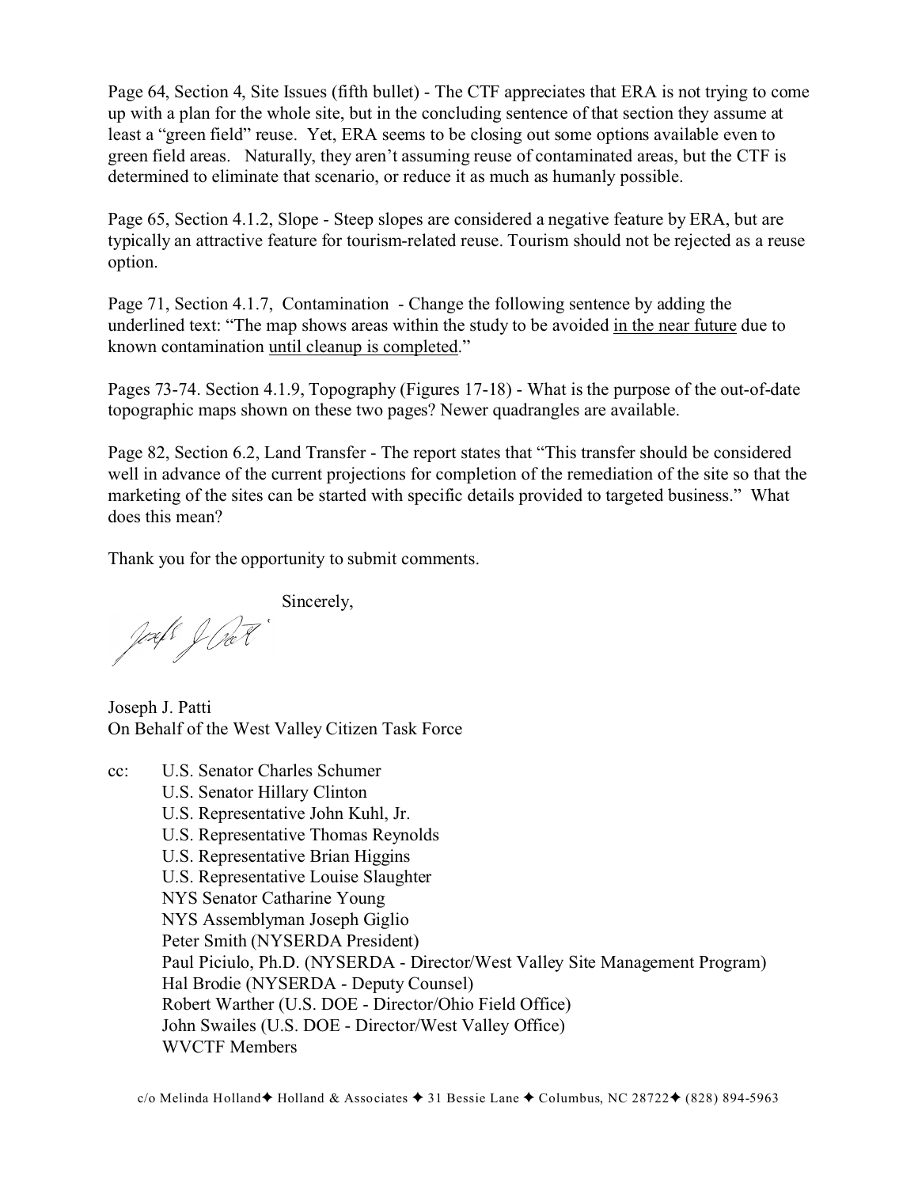Page 64, Section 4, Site Issues (fifth bullet) - The CTF appreciates that ERA is not trying to come up with a plan for the whole site, but in the concluding sentence of that section they assume at least a "green field" reuse. Yet, ERA seems to be closing out some options available even to green field areas. Naturally, they aren't assuming reuse of contaminated areas, but the CTF is determined to eliminate that scenario, or reduce it as much as humanly possible.

Page 65, Section 4.1.2, Slope - Steep slopes are considered a negative feature by ERA, but are typically an attractive feature for tourism-related reuse. Tourism should not be rejected as a reuse option.

Page 71, Section 4.1.7, Contamination - Change the following sentence by adding the underlined text: "The map shows areas within the study to be avoided <u>in the near future</u> due to known contamination <u>until cleanup is completed</u>."

Pages 73-74. Section 4.1.9, Topography (Figures 17-18) - What is the purpose of the out-of-date topographic maps shown on these two pages? Newer quadrangles are available.

Page 82, Section 6.2, Land Transfer - The report states that "This transfer should be considered well in advance of the current projections for completion of the remediation of the site so that the marketing of the sites can be started with specific details provided to targeted business." What does this mean?

Thank you for the opportunity to submit comments.

Sincerely,

Joseph J. Patti
On Behalf of the West Valley Citizen Task Force

cc: U.S. Senator Charles Schumer
U.S. Senator Hillary Clinton
U.S. Representative John Kuhl, Jr.
U.S. Representative Thomas Reynolds
U.S. Representative Brian Higgins
U.S. Representative Louise Slaughter
NYS Senator Catharine Young
NYS Assemblyman Joseph Giglio
Peter Smith (NYSERDA President)
Paul Piciulo, Ph.D. (NYSERDA - Director/West Valley Site Management Program)
Hal Brodie (NYSERDA - Deputy Counsel)
Robert Warther (U.S. DOE - Director/Ohio Field Office)
John Swailes (U.S. DOE - Director/West Valley Office)
WVCTF Members

c/o Melinda Holland ✦ Holland & Associates ✦ 31 Bessie Lane ✦ Columbus, NC 28722 ✦ (828) 894-5963